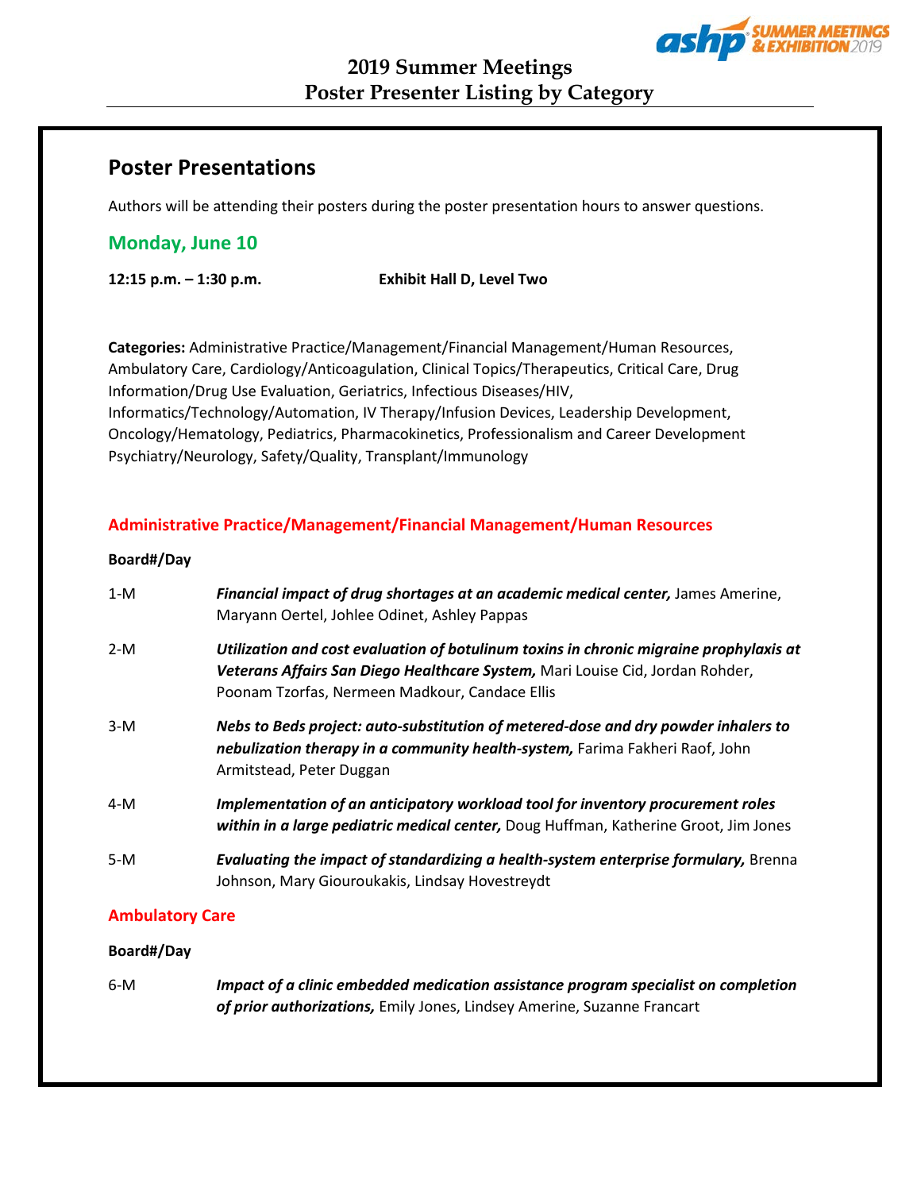# 2019 Summer Meetings
# Poster Presenter Listing by Category

## Poster Presentations

Authors will be attending their posters during the poster presentation hours to answer questions.

### Monday, June 10

**12:15 p.m. – 1:30 p.m.** **Exhibit Hall D, Level Two**

**Categories:** Administrative Practice/Management/Financial Management/Human Resources, Ambulatory Care, Cardiology/Anticoagulation, Clinical Topics/Therapeutics, Critical Care, Drug Information/Drug Use Evaluation, Geriatrics, Infectious Diseases/HIV, Informatics/Technology/Automation, IV Therapy/Infusion Devices, Leadership Development, Oncology/Hematology, Pediatrics, Pharmacokinetics, Professionalism and Career Development Psychiatry/Neurology, Safety/Quality, Transplant/Immunology

### Administrative Practice/Management/Financial Management/Human Resources

**Board#/Day**

1-M ***Financial impact of drug shortages at an academic medical center,*** James Amerine, Maryann Oertel, Johlee Odinet, Ashley Pappas

2-M ***Utilization and cost evaluation of botulinum toxins in chronic migraine prophylaxis at Veterans Affairs San Diego Healthcare System,*** Mari Louise Cid, Jordan Rohder, Poonam Tzorfas, Nermeen Madkour, Candace Ellis

3-M ***Nebs to Beds project: auto-substitution of metered-dose and dry powder inhalers to nebulization therapy in a community health-system,*** Farima Fakheri Raof, John Armitstead, Peter Duggan

4-M ***Implementation of an anticipatory workload tool for inventory procurement roles within in a large pediatric medical center,*** Doug Huffman, Katherine Groot, Jim Jones

5-M ***Evaluating the impact of standardizing a health-system enterprise formulary,*** Brenna Johnson, Mary Giouroukakis, Lindsay Hovestreydt

### Ambulatory Care

**Board#/Day**

6-M ***Impact of a clinic embedded medication assistance program specialist on completion of prior authorizations,*** Emily Jones, Lindsey Amerine, Suzanne Francart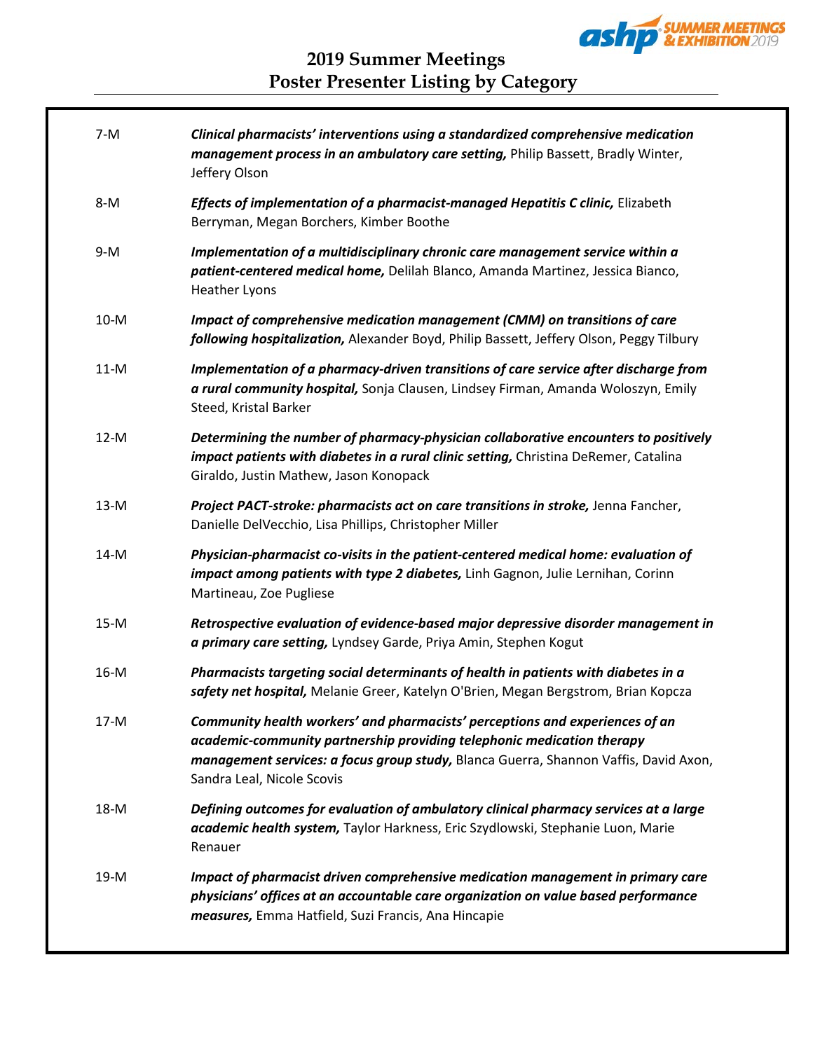- **7-M** ***Clinical pharmacists' interventions using a standardized comprehensive medication management process in an ambulatory care setting,*** Philip Bassett, Bradly Winter, Jeffery Olson
- **8-M** ***Effects of implementation of a pharmacist-managed Hepatitis C clinic,*** Elizabeth Berryman, Megan Borchers, Kimber Boothe
- **9-M** ***Implementation of a multidisciplinary chronic care management service within a patient-centered medical home,*** Delilah Blanco, Amanda Martinez, Jessica Bianco, Heather Lyons
- **10-M** ***Impact of comprehensive medication management (CMM) on transitions of care following hospitalization,*** Alexander Boyd, Philip Bassett, Jeffery Olson, Peggy Tilbury
- **11-M** ***Implementation of a pharmacy-driven transitions of care service after discharge from a rural community hospital,*** Sonja Clausen, Lindsey Firman, Amanda Woloszyn, Emily Steed, Kristal Barker
- **12-M** ***Determining the number of pharmacy-physician collaborative encounters to positively impact patients with diabetes in a rural clinic setting,*** Christina DeRemer, Catalina Giraldo, Justin Mathew, Jason Konopack
- **13-M** ***Project PACT-stroke: pharmacists act on care transitions in stroke,*** Jenna Fancher, Danielle DelVecchio, Lisa Phillips, Christopher Miller
- **14-M** ***Physician-pharmacist co-visits in the patient-centered medical home: evaluation of impact among patients with type 2 diabetes,*** Linh Gagnon, Julie Lernihan, Corinn Martineau, Zoe Pugliese
- **15-M** ***Retrospective evaluation of evidence-based major depressive disorder management in a primary care setting,*** Lyndsey Garde, Priya Amin, Stephen Kogut
- **16-M** ***Pharmacists targeting social determinants of health in patients with diabetes in a safety net hospital,*** Melanie Greer, Katelyn O'Brien, Megan Bergstrom, Brian Kopcza
- **17-M** ***Community health workers' and pharmacists' perceptions and experiences of an academic-community partnership providing telephonic medication therapy management services: a focus group study,*** Blanca Guerra, Shannon Vaffis, David Axon, Sandra Leal, Nicole Scovis
- **18-M** ***Defining outcomes for evaluation of ambulatory clinical pharmacy services at a large academic health system,*** Taylor Harkness, Eric Szydlowski, Stephanie Luon, Marie Renauer
- **19-M** ***Impact of pharmacist driven comprehensive medication management in primary care physicians' offices at an accountable care organization on value based performance measures,*** Emma Hatfield, Suzi Francis, Ana Hincapie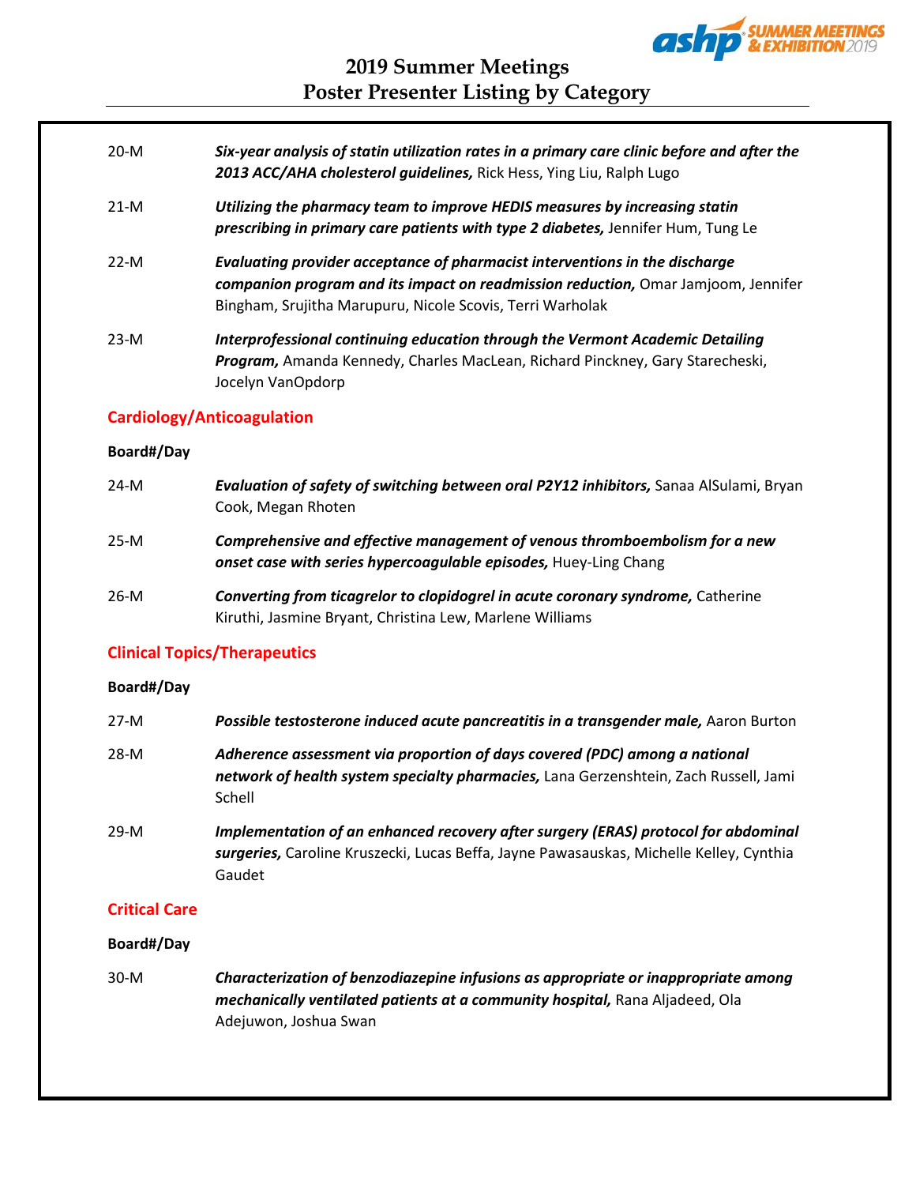20-M *Six-year analysis of statin utilization rates in a primary care clinic before and after the 2013 ACC/AHA cholesterol guidelines,* Rick Hess, Ying Liu, Ralph Lugo

21-M *Utilizing the pharmacy team to improve HEDIS measures by increasing statin prescribing in primary care patients with type 2 diabetes,* Jennifer Hum, Tung Le

22-M *Evaluating provider acceptance of pharmacist interventions in the discharge companion program and its impact on readmission reduction,* Omar Jamjoom, Jennifer Bingham, Srujitha Marupuru, Nicole Scovis, Terri Warholak

23-M *Interprofessional continuing education through the Vermont Academic Detailing Program,* Amanda Kennedy, Charles MacLean, Richard Pinckney, Gary Starecheski, Jocelyn VanOpdorp

## Cardiology/Anticoagulation

**Board#/Day**

24-M *Evaluation of safety of switching between oral P2Y12 inhibitors,* Sanaa AlSulami, Bryan Cook, Megan Rhoten

25-M *Comprehensive and effective management of venous thromboembolism for a new onset case with series hypercoagulable episodes,* Huey-Ling Chang

26-M *Converting from ticagrelor to clopidogrel in acute coronary syndrome,* Catherine Kiruthi, Jasmine Bryant, Christina Lew, Marlene Williams

## Clinical Topics/Therapeutics

**Board#/Day**

27-M *Possible testosterone induced acute pancreatitis in a transgender male,* Aaron Burton

28-M *Adherence assessment via proportion of days covered (PDC) among a national network of health system specialty pharmacies,* Lana Gerzenshtein, Zach Russell, Jami Schell

29-M *Implementation of an enhanced recovery after surgery (ERAS) protocol for abdominal surgeries,* Caroline Kruszecki, Lucas Beffa, Jayne Pawasauskas, Michelle Kelley, Cynthia Gaudet

## Critical Care

**Board#/Day**

30-M *Characterization of benzodiazepine infusions as appropriate or inappropriate among mechanically ventilated patients at a community hospital,* Rana Aljadeed, Ola Adejuwon, Joshua Swan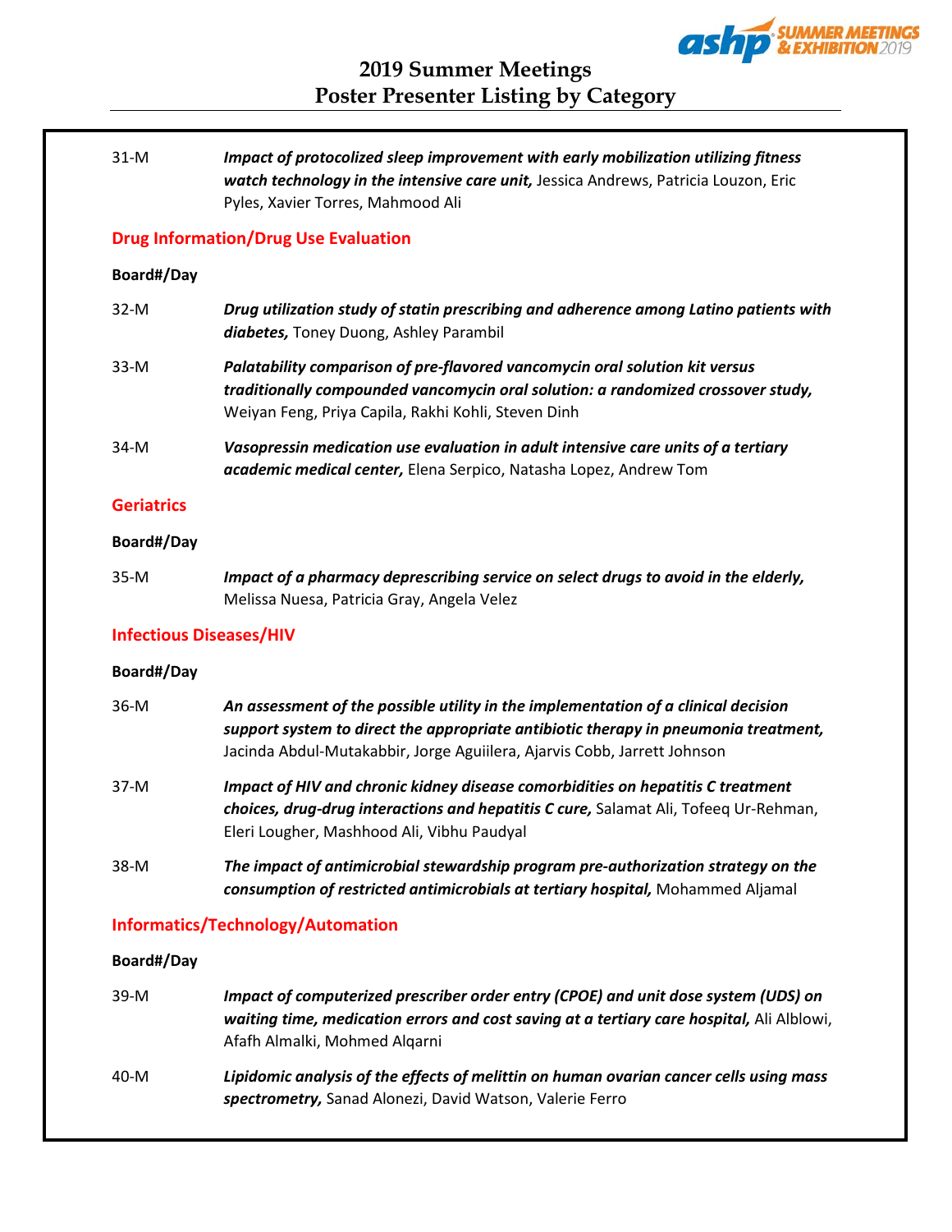31-M *Impact of protocolized sleep improvement with early mobilization utilizing fitness watch technology in the intensive care unit,* Jessica Andrews, Patricia Louzon, Eric Pyles, Xavier Torres, Mahmood Ali

## Drug Information/Drug Use Evaluation

**Board#/Day**

32-M ***Drug utilization study of statin prescribing and adherence among Latino patients with diabetes,*** Toney Duong, Ashley Parambil

33-M ***Palatability comparison of pre-flavored vancomycin oral solution kit versus traditionally compounded vancomycin oral solution: a randomized crossover study,*** Weiyan Feng, Priya Capila, Rakhi Kohli, Steven Dinh

34-M ***Vasopressin medication use evaluation in adult intensive care units of a tertiary academic medical center,*** Elena Serpico, Natasha Lopez, Andrew Tom

## Geriatrics

**Board#/Day**

35-M ***Impact of a pharmacy deprescribing service on select drugs to avoid in the elderly,*** Melissa Nuesa, Patricia Gray, Angela Velez

## Infectious Diseases/HIV

**Board#/Day**

36-M ***An assessment of the possible utility in the implementation of a clinical decision support system to direct the appropriate antibiotic therapy in pneumonia treatment,*** Jacinda Abdul-Mutakabbir, Jorge Aguiilera, Ajarvis Cobb, Jarrett Johnson

37-M ***Impact of HIV and chronic kidney disease comorbidities on hepatitis C treatment choices, drug-drug interactions and hepatitis C cure,*** Salamat Ali, Tofeeq Ur-Rehman, Eleri Lougher, Mashhood Ali, Vibhu Paudyal

38-M ***The impact of antimicrobial stewardship program pre-authorization strategy on the consumption of restricted antimicrobials at tertiary hospital,*** Mohammed Aljamal

## Informatics/Technology/Automation

**Board#/Day**

39-M ***Impact of computerized prescriber order entry (CPOE) and unit dose system (UDS) on waiting time, medication errors and cost saving at a tertiary care hospital,*** Ali Alblowi, Afafh Almalki, Mohmed Alqarni

40-M ***Lipidomic analysis of the effects of melittin on human ovarian cancer cells using mass spectrometry,*** Sanad Alonezi, David Watson, Valerie Ferro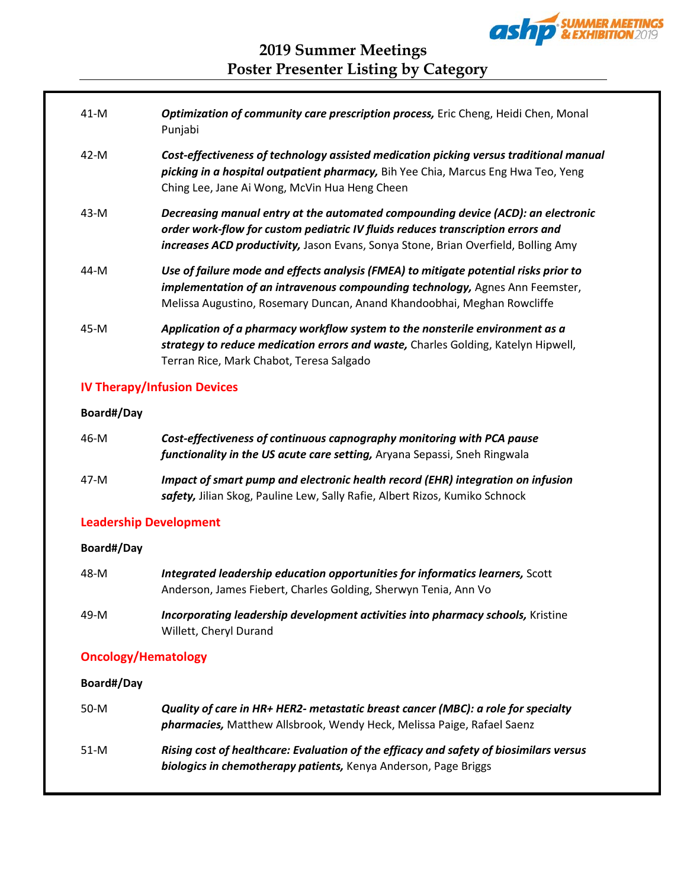41-M *Optimization of community care prescription process,* Eric Cheng, Heidi Chen, Monal Punjabi

42-M ***Cost-effectiveness of technology assisted medication picking versus traditional manual picking in a hospital outpatient pharmacy,*** Bih Yee Chia, Marcus Eng Hwa Teo, Yeng Ching Lee, Jane Ai Wong, McVin Hua Heng Cheen

43-M ***Decreasing manual entry at the automated compounding device (ACD): an electronic order work-flow for custom pediatric IV fluids reduces transcription errors and increases ACD productivity,*** Jason Evans, Sonya Stone, Brian Overfield, Bolling Amy

44-M ***Use of failure mode and effects analysis (FMEA) to mitigate potential risks prior to implementation of an intravenous compounding technology,*** Agnes Ann Feemster, Melissa Augustino, Rosemary Duncan, Anand Khandoobhai, Meghan Rowcliffe

45-M ***Application of a pharmacy workflow system to the nonsterile environment as a strategy to reduce medication errors and waste,*** Charles Golding, Katelyn Hipwell, Terran Rice, Mark Chabot, Teresa Salgado

## IV Therapy/Infusion Devices

**Board#/Day**

46-M ***Cost-effectiveness of continuous capnography monitoring with PCA pause functionality in the US acute care setting,*** Aryana Sepassi, Sneh Ringwala

47-M ***Impact of smart pump and electronic health record (EHR) integration on infusion safety,*** Jilian Skog, Pauline Lew, Sally Rafie, Albert Rizos, Kumiko Schnock

## Leadership Development

**Board#/Day**

48-M ***Integrated leadership education opportunities for informatics learners,*** Scott Anderson, James Fiebert, Charles Golding, Sherwyn Tenia, Ann Vo

49-M ***Incorporating leadership development activities into pharmacy schools,*** Kristine Willett, Cheryl Durand

## Oncology/Hematology

**Board#/Day**

50-M ***Quality of care in HR+ HER2- metastatic breast cancer (MBC): a role for specialty pharmacies,*** Matthew Allsbrook, Wendy Heck, Melissa Paige, Rafael Saenz

51-M ***Rising cost of healthcare: Evaluation of the efficacy and safety of biosimilars versus biologics in chemotherapy patients,*** Kenya Anderson, Page Briggs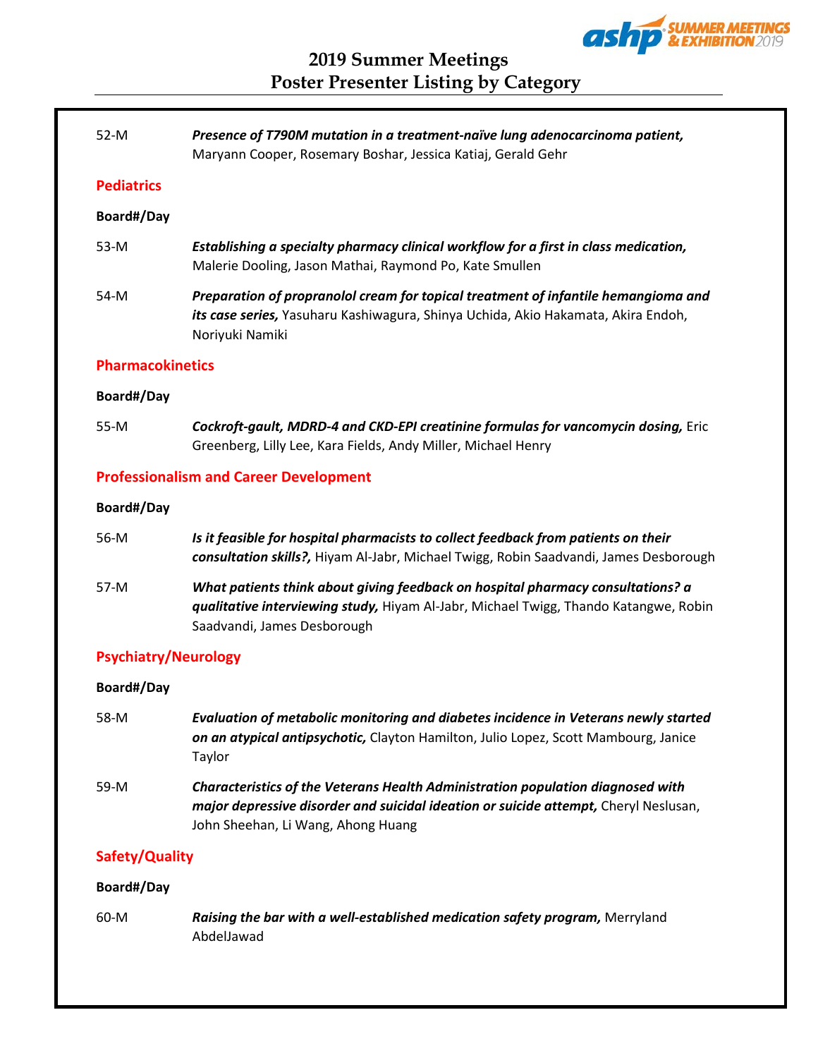52-M *Presence of T790M mutation in a treatment-naïve lung adenocarcinoma patient,* Maryann Cooper, Rosemary Boshar, Jessica Katiaj, Gerald Gehr

## Pediatrics

**Board#/Day**

53-M *Establishing a specialty pharmacy clinical workflow for a first in class medication,* Malerie Dooling, Jason Mathai, Raymond Po, Kate Smullen

54-M *Preparation of propranolol cream for topical treatment of infantile hemangioma and its case series,* Yasuharu Kashiwagura, Shinya Uchida, Akio Hakamata, Akira Endoh, Noriyuki Namiki

## Pharmacokinetics

**Board#/Day**

55-M *Cockroft-gault, MDRD-4 and CKD-EPI creatinine formulas for vancomycin dosing,* Eric Greenberg, Lilly Lee, Kara Fields, Andy Miller, Michael Henry

## Professionalism and Career Development

**Board#/Day**

56-M *Is it feasible for hospital pharmacists to collect feedback from patients on their consultation skills?,* Hiyam Al-Jabr, Michael Twigg, Robin Saadvandi, James Desborough

57-M *What patients think about giving feedback on hospital pharmacy consultations? a qualitative interviewing study,* Hiyam Al-Jabr, Michael Twigg, Thando Katangwe, Robin Saadvandi, James Desborough

## Psychiatry/Neurology

**Board#/Day**

58-M *Evaluation of metabolic monitoring and diabetes incidence in Veterans newly started on an atypical antipsychotic,* Clayton Hamilton, Julio Lopez, Scott Mambourg, Janice Taylor

59-M *Characteristics of the Veterans Health Administration population diagnosed with major depressive disorder and suicidal ideation or suicide attempt,* Cheryl Neslusan, John Sheehan, Li Wang, Ahong Huang

## Safety/Quality

**Board#/Day**

60-M *Raising the bar with a well-established medication safety program,* Merryland AbdelJawad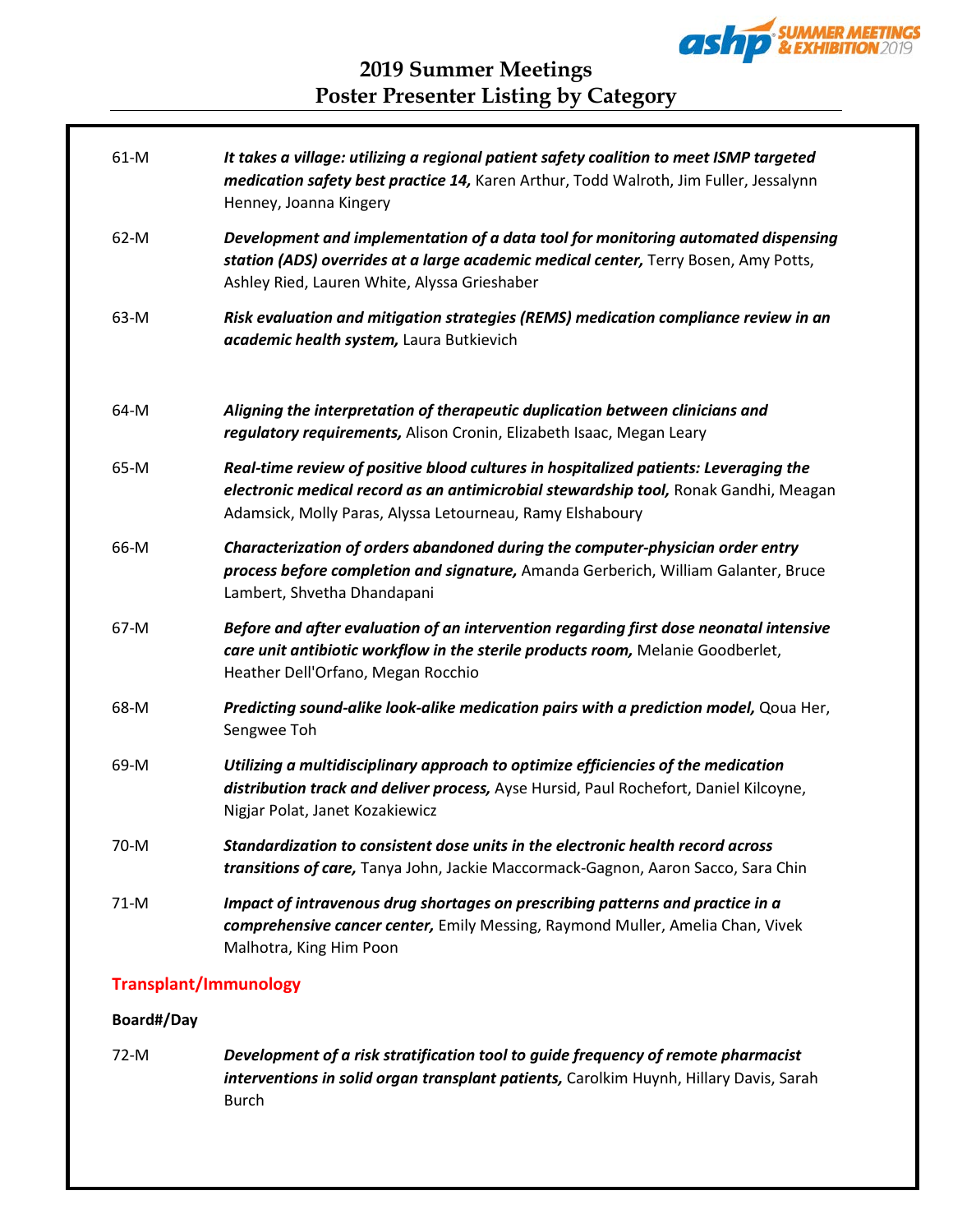61-M *It takes a village: utilizing a regional patient safety coalition to meet ISMP targeted medication safety best practice 14,* Karen Arthur, Todd Walroth, Jim Fuller, Jessalynn Henney, Joanna Kingery

62-M *Development and implementation of a data tool for monitoring automated dispensing station (ADS) overrides at a large academic medical center,* Terry Bosen, Amy Potts, Ashley Ried, Lauren White, Alyssa Grieshaber

63-M *Risk evaluation and mitigation strategies (REMS) medication compliance review in an academic health system,* Laura Butkievich

64-M *Aligning the interpretation of therapeutic duplication between clinicians and regulatory requirements,* Alison Cronin, Elizabeth Isaac, Megan Leary

65-M *Real-time review of positive blood cultures in hospitalized patients: Leveraging the electronic medical record as an antimicrobial stewardship tool,* Ronak Gandhi, Meagan Adamsick, Molly Paras, Alyssa Letourneau, Ramy Elshaboury

66-M *Characterization of orders abandoned during the computer-physician order entry process before completion and signature,* Amanda Gerberich, William Galanter, Bruce Lambert, Shvetha Dhandapani

67-M *Before and after evaluation of an intervention regarding first dose neonatal intensive care unit antibiotic workflow in the sterile products room,* Melanie Goodberlet, Heather Dell'Orfano, Megan Rocchio

68-M *Predicting sound-alike look-alike medication pairs with a prediction model,* Qoua Her, Sengwee Toh

69-M *Utilizing a multidisciplinary approach to optimize efficiencies of the medication distribution track and deliver process,* Ayse Hursid, Paul Rochefort, Daniel Kilcoyne, Nigjar Polat, Janet Kozakiewicz

70-M *Standardization to consistent dose units in the electronic health record across transitions of care,* Tanya John, Jackie Maccormack-Gagnon, Aaron Sacco, Sara Chin

71-M *Impact of intravenous drug shortages on prescribing patterns and practice in a comprehensive cancer center,* Emily Messing, Raymond Muller, Amelia Chan, Vivek Malhotra, King Him Poon

## Transplant/Immunology

**Board#/Day**

72-M *Development of a risk stratification tool to guide frequency of remote pharmacist interventions in solid organ transplant patients,* Carolkim Huynh, Hillary Davis, Sarah Burch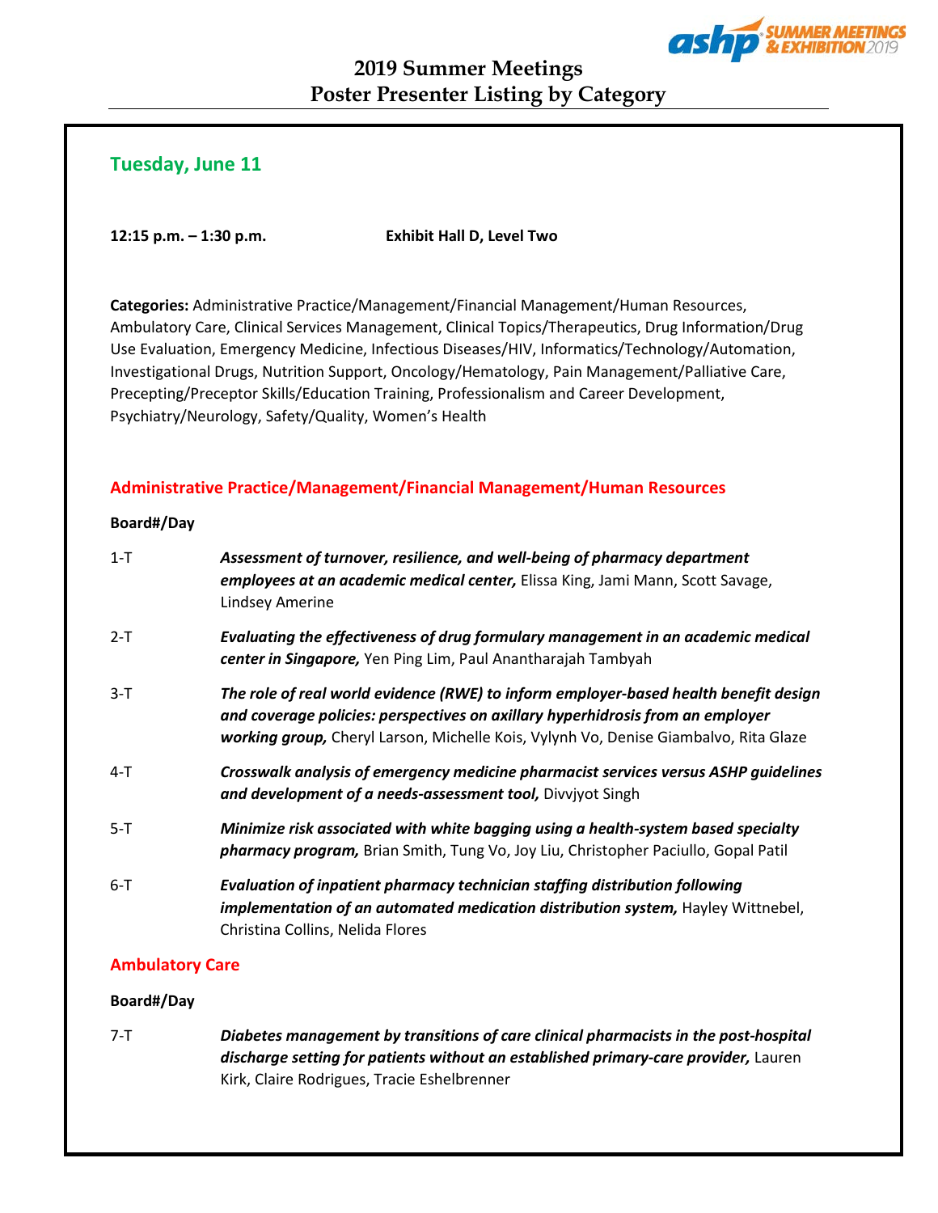# 2019 Summer Meetings
# Poster Presenter Listing by Category

## Tuesday, June 11

**12:15 p.m. – 1:30 p.m.** **Exhibit Hall D, Level Two**

**Categories:** Administrative Practice/Management/Financial Management/Human Resources, Ambulatory Care, Clinical Services Management, Clinical Topics/Therapeutics, Drug Information/Drug Use Evaluation, Emergency Medicine, Infectious Diseases/HIV, Informatics/Technology/Automation, Investigational Drugs, Nutrition Support, Oncology/Hematology, Pain Management/Palliative Care, Precepting/Preceptor Skills/Education Training, Professionalism and Career Development, Psychiatry/Neurology, Safety/Quality, Women's Health

### Administrative Practice/Management/Financial Management/Human Resources

**Board#/Day**

1-T ***Assessment of turnover, resilience, and well-being of pharmacy department employees at an academic medical center,*** Elissa King, Jami Mann, Scott Savage, Lindsey Amerine

2-T ***Evaluating the effectiveness of drug formulary management in an academic medical center in Singapore,*** Yen Ping Lim, Paul Anantharajah Tambyah

3-T ***The role of real world evidence (RWE) to inform employer-based health benefit design and coverage policies: perspectives on axillary hyperhidrosis from an employer working group,*** Cheryl Larson, Michelle Kois, Vylynh Vo, Denise Giambalvo, Rita Glaze

4-T ***Crosswalk analysis of emergency medicine pharmacist services versus ASHP guidelines and development of a needs-assessment tool,*** Divvjyot Singh

5-T ***Minimize risk associated with white bagging using a health-system based specialty pharmacy program,*** Brian Smith, Tung Vo, Joy Liu, Christopher Paciullo, Gopal Patil

6-T ***Evaluation of inpatient pharmacy technician staffing distribution following implementation of an automated medication distribution system,*** Hayley Wittnebel, Christina Collins, Nelida Flores

### Ambulatory Care

**Board#/Day**

7-T ***Diabetes management by transitions of care clinical pharmacists in the post-hospital discharge setting for patients without an established primary-care provider,*** Lauren Kirk, Claire Rodrigues, Tracie Eshelbrenner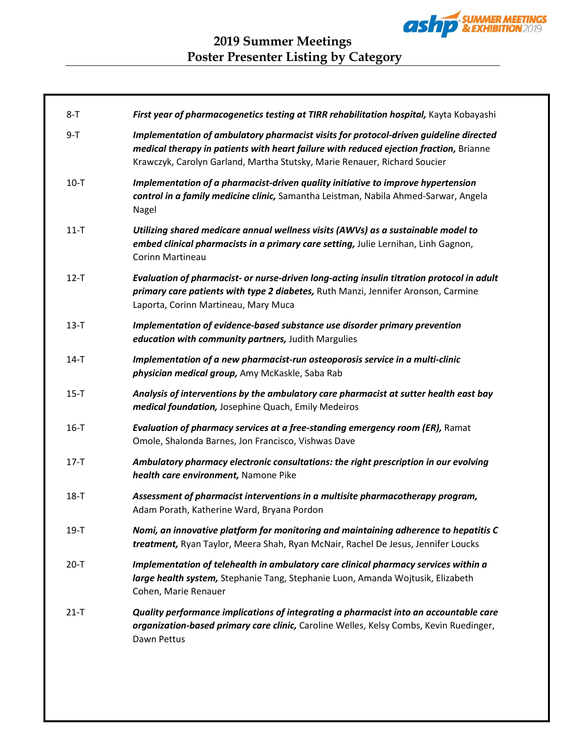# 2019 Summer Meetings
## Poster Presenter Listing by Category

8-T **_First year of pharmacogenetics testing at TIRR rehabilitation hospital,_** Kayta Kobayashi

9-T **_Implementation of ambulatory pharmacist visits for protocol-driven guideline directed medical therapy in patients with heart failure with reduced ejection fraction,_** Brianne Krawczyk, Carolyn Garland, Martha Stutsky, Marie Renauer, Richard Soucier

10-T **_Implementation of a pharmacist-driven quality initiative to improve hypertension control in a family medicine clinic,_** Samantha Leistman, Nabila Ahmed-Sarwar, Angela Nagel

11-T **_Utilizing shared medicare annual wellness visits (AWVs) as a sustainable model to embed clinical pharmacists in a primary care setting,_** Julie Lernihan, Linh Gagnon, Corinn Martineau

12-T **_Evaluation of pharmacist- or nurse-driven long-acting insulin titration protocol in adult primary care patients with type 2 diabetes,_** Ruth Manzi, Jennifer Aronson, Carmine Laporta, Corinn Martineau, Mary Muca

13-T **_Implementation of evidence-based substance use disorder primary prevention education with community partners,_** Judith Margulies

14-T **_Implementation of a new pharmacist-run osteoporosis service in a multi-clinic physician medical group,_** Amy McKaskle, Saba Rab

15-T **_Analysis of interventions by the ambulatory care pharmacist at sutter health east bay medical foundation,_** Josephine Quach, Emily Medeiros

16-T **_Evaluation of pharmacy services at a free-standing emergency room (ER),_** Ramat Omole, Shalonda Barnes, Jon Francisco, Vishwas Dave

17-T **_Ambulatory pharmacy electronic consultations: the right prescription in our evolving health care environment,_** Namone Pike

18-T **_Assessment of pharmacist interventions in a multisite pharmacotherapy program,_** Adam Porath, Katherine Ward, Bryana Pordon

19-T **_Nomi, an innovative platform for monitoring and maintaining adherence to hepatitis C treatment,_** Ryan Taylor, Meera Shah, Ryan McNair, Rachel De Jesus, Jennifer Loucks

20-T **_Implementation of telehealth in ambulatory care clinical pharmacy services within a large health system,_** Stephanie Tang, Stephanie Luon, Amanda Wojtusik, Elizabeth Cohen, Marie Renauer

21-T **_Quality performance implications of integrating a pharmacist into an accountable care organization-based primary care clinic,_** Caroline Welles, Kelsy Combs, Kevin Ruedinger, Dawn Pettus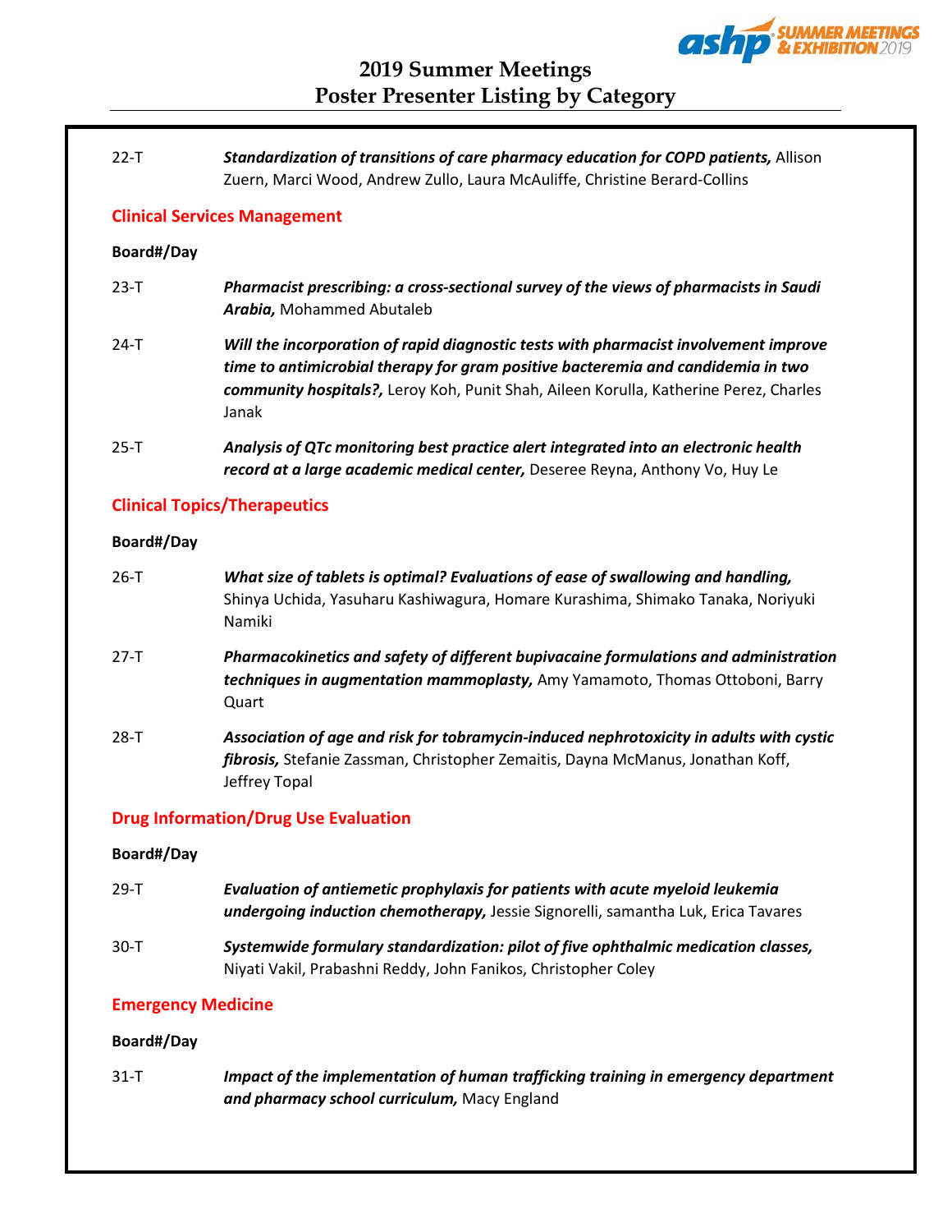22-T *Standardization of transitions of care pharmacy education for COPD patients,* Allison Zuern, Marci Wood, Andrew Zullo, Laura McAuliffe, Christine Berard-Collins

## Clinical Services Management

**Board#/Day**

23-T ***Pharmacist prescribing: a cross-sectional survey of the views of pharmacists in Saudi Arabia,*** Mohammed Abutaleb

24-T ***Will the incorporation of rapid diagnostic tests with pharmacist involvement improve time to antimicrobial therapy for gram positive bacteremia and candidemia in two community hospitals?,*** Leroy Koh, Punit Shah, Aileen Korulla, Katherine Perez, Charles Janak

25-T ***Analysis of QTc monitoring best practice alert integrated into an electronic health record at a large academic medical center,*** Deseree Reyna, Anthony Vo, Huy Le

## Clinical Topics/Therapeutics

**Board#/Day**

26-T ***What size of tablets is optimal? Evaluations of ease of swallowing and handling,*** Shinya Uchida, Yasuharu Kashiwagura, Homare Kurashima, Shimako Tanaka, Noriyuki Namiki

27-T ***Pharmacokinetics and safety of different bupivacaine formulations and administration techniques in augmentation mammoplasty,*** Amy Yamamoto, Thomas Ottoboni, Barry Quart

28-T ***Association of age and risk for tobramycin-induced nephrotoxicity in adults with cystic fibrosis,*** Stefanie Zassman, Christopher Zemaitis, Dayna McManus, Jonathan Koff, Jeffrey Topal

## Drug Information/Drug Use Evaluation

**Board#/Day**

29-T ***Evaluation of antiemetic prophylaxis for patients with acute myeloid leukemia undergoing induction chemotherapy,*** Jessie Signorelli, samantha Luk, Erica Tavares

30-T ***Systemwide formulary standardization: pilot of five ophthalmic medication classes,*** Niyati Vakil, Prabashni Reddy, John Fanikos, Christopher Coley

## Emergency Medicine

**Board#/Day**

31-T ***Impact of the implementation of human trafficking training in emergency department and pharmacy school curriculum,*** Macy England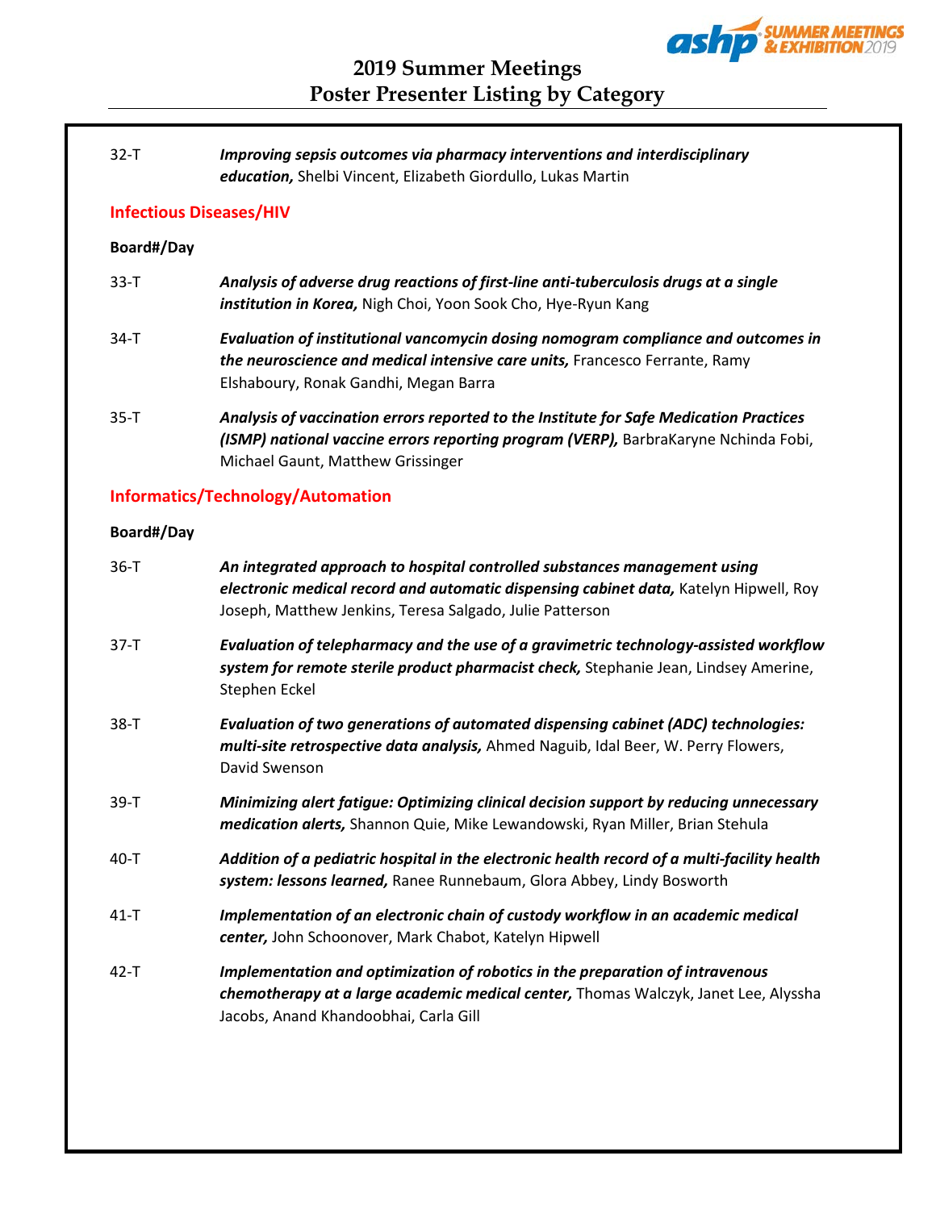32-T *Improving sepsis outcomes via pharmacy interventions and interdisciplinary education,* Shelbi Vincent, Elizabeth Giordullo, Lukas Martin

## Infectious Diseases/HIV

**Board#/Day**

33-T *Analysis of adverse drug reactions of first-line anti-tuberculosis drugs at a single institution in Korea,* Nigh Choi, Yoon Sook Cho, Hye-Ryun Kang

34-T *Evaluation of institutional vancomycin dosing nomogram compliance and outcomes in the neuroscience and medical intensive care units,* Francesco Ferrante, Ramy Elshaboury, Ronak Gandhi, Megan Barra

35-T *Analysis of vaccination errors reported to the Institute for Safe Medication Practices (ISMP) national vaccine errors reporting program (VERP),* BarbraKaryne Nchinda Fobi, Michael Gaunt, Matthew Grissinger

## Informatics/Technology/Automation

**Board#/Day**

36-T *An integrated approach to hospital controlled substances management using electronic medical record and automatic dispensing cabinet data,* Katelyn Hipwell, Roy Joseph, Matthew Jenkins, Teresa Salgado, Julie Patterson

37-T *Evaluation of telepharmacy and the use of a gravimetric technology-assisted workflow system for remote sterile product pharmacist check,* Stephanie Jean, Lindsey Amerine, Stephen Eckel

38-T *Evaluation of two generations of automated dispensing cabinet (ADC) technologies: multi-site retrospective data analysis,* Ahmed Naguib, Idal Beer, W. Perry Flowers, David Swenson

39-T *Minimizing alert fatigue: Optimizing clinical decision support by reducing unnecessary medication alerts,* Shannon Quie, Mike Lewandowski, Ryan Miller, Brian Stehula

40-T *Addition of a pediatric hospital in the electronic health record of a multi-facility health system: lessons learned,* Ranee Runnebaum, Glora Abbey, Lindy Bosworth

41-T *Implementation of an electronic chain of custody workflow in an academic medical center,* John Schoonover, Mark Chabot, Katelyn Hipwell

42-T *Implementation and optimization of robotics in the preparation of intravenous chemotherapy at a large academic medical center,* Thomas Walczyk, Janet Lee, Alyssha Jacobs, Anand Khandoobhai, Carla Gill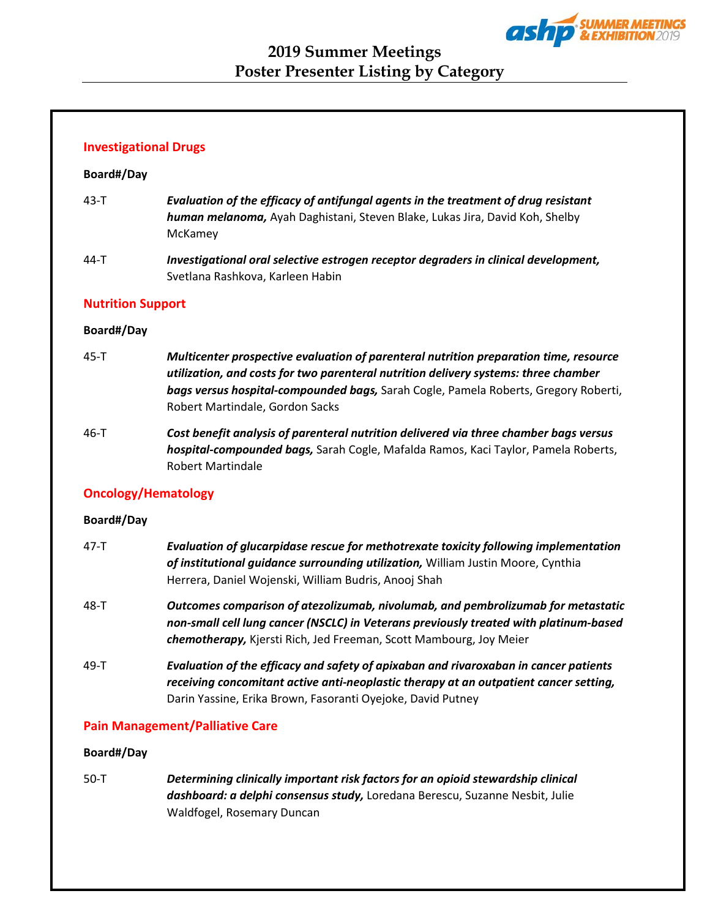# 2019 Summer Meetings
# Poster Presenter Listing by Category

## Investigational Drugs

**Board#/Day**

43-T ***Evaluation of the efficacy of antifungal agents in the treatment of drug resistant human melanoma,*** Ayah Daghistani, Steven Blake, Lukas Jira, David Koh, Shelby McKamey

44-T ***Investigational oral selective estrogen receptor degraders in clinical development,*** Svetlana Rashkova, Karleen Habin

## Nutrition Support

**Board#/Day**

45-T ***Multicenter prospective evaluation of parenteral nutrition preparation time, resource utilization, and costs for two parenteral nutrition delivery systems: three chamber bags versus hospital-compounded bags,*** Sarah Cogle, Pamela Roberts, Gregory Roberti, Robert Martindale, Gordon Sacks

46-T ***Cost benefit analysis of parenteral nutrition delivered via three chamber bags versus hospital-compounded bags,*** Sarah Cogle, Mafalda Ramos, Kaci Taylor, Pamela Roberts, Robert Martindale

## Oncology/Hematology

**Board#/Day**

47-T ***Evaluation of glucarpidase rescue for methotrexate toxicity following implementation of institutional guidance surrounding utilization,*** William Justin Moore, Cynthia Herrera, Daniel Wojenski, William Budris, Anooj Shah

48-T ***Outcomes comparison of atezolizumab, nivolumab, and pembrolizumab for metastatic non-small cell lung cancer (NSCLC) in Veterans previously treated with platinum-based chemotherapy,*** Kjersti Rich, Jed Freeman, Scott Mambourg, Joy Meier

49-T ***Evaluation of the efficacy and safety of apixaban and rivaroxaban in cancer patients receiving concomitant active anti-neoplastic therapy at an outpatient cancer setting,*** Darin Yassine, Erika Brown, Fasoranti Oyejoke, David Putney

## Pain Management/Palliative Care

**Board#/Day**

50-T ***Determining clinically important risk factors for an opioid stewardship clinical dashboard: a delphi consensus study,*** Loredana Berescu, Suzanne Nesbit, Julie Waldfogel, Rosemary Duncan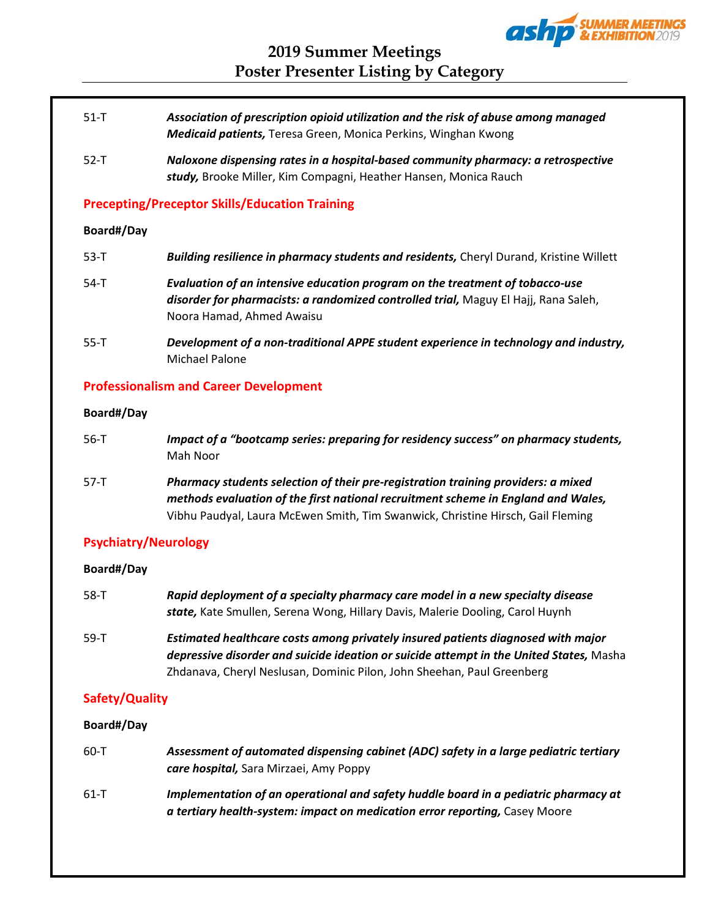| | |
|---|---|
| 51-T | ***Association of prescription opioid utilization and the risk of abuse among managed Medicaid patients,*** Teresa Green, Monica Perkins, Winghan Kwong |
| 52-T | ***Naloxone dispensing rates in a hospital-based community pharmacy: a retrospective study,*** Brooke Miller, Kim Compagni, Heather Hansen, Monica Rauch |

## Precepting/Preceptor Skills/Education Training

| Board#/Day | |
|---|---|
| 53-T | ***Building resilience in pharmacy students and residents,*** Cheryl Durand, Kristine Willett |
| 54-T | ***Evaluation of an intensive education program on the treatment of tobacco-use disorder for pharmacists: a randomized controlled trial,*** Maguy El Hajj, Rana Saleh, Noora Hamad, Ahmed Awaisu |
| 55-T | ***Development of a non-traditional APPE student experience in technology and industry,*** Michael Palone |

## Professionalism and Career Development

| Board#/Day | |
|---|---|
| 56-T | ***Impact of a "bootcamp series: preparing for residency success" on pharmacy students,*** Mah Noor |
| 57-T | ***Pharmacy students selection of their pre-registration training providers: a mixed methods evaluation of the first national recruitment scheme in England and Wales,*** Vibhu Paudyal, Laura McEwen Smith, Tim Swanwick, Christine Hirsch, Gail Fleming |

## Psychiatry/Neurology

| Board#/Day | |
|---|---|
| 58-T | ***Rapid deployment of a specialty pharmacy care model in a new specialty disease state,*** Kate Smullen, Serena Wong, Hillary Davis, Malerie Dooling, Carol Huynh |
| 59-T | ***Estimated healthcare costs among privately insured patients diagnosed with major depressive disorder and suicide ideation or suicide attempt in the United States,*** Masha Zhdanava, Cheryl Neslusan, Dominic Pilon, John Sheehan, Paul Greenberg |

## Safety/Quality

| Board#/Day | |
|---|---|
| 60-T | ***Assessment of automated dispensing cabinet (ADC) safety in a large pediatric tertiary care hospital,*** Sara Mirzaei, Amy Poppy |
| 61-T | ***Implementation of an operational and safety huddle board in a pediatric pharmacy at a tertiary health-system: impact on medication error reporting,*** Casey Moore |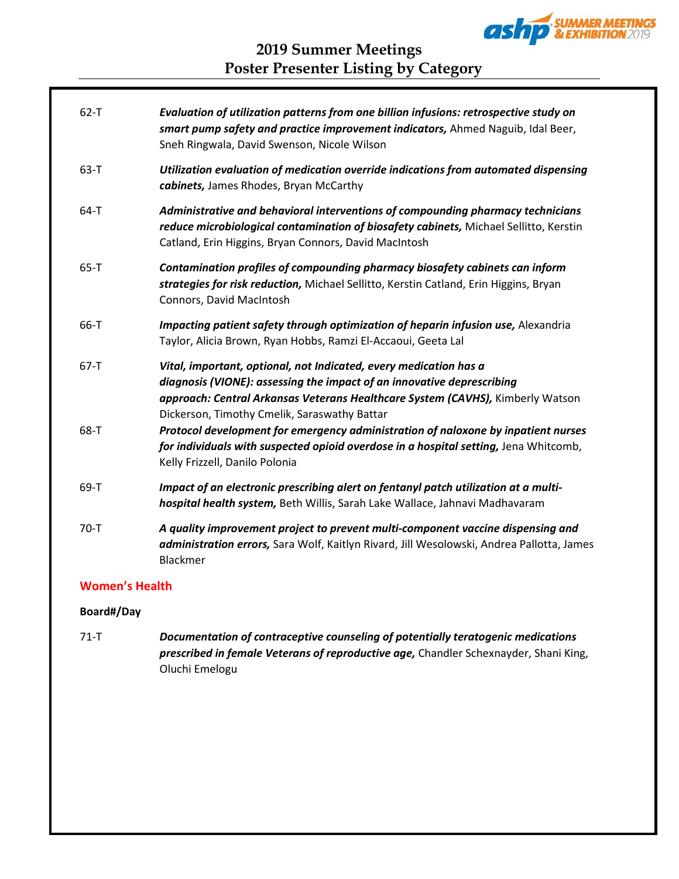62-T *Evaluation of utilization patterns from one billion infusions: retrospective study on smart pump safety and practice improvement indicators,* Ahmed Naguib, Idal Beer, Sneh Ringwala, David Swenson, Nicole Wilson

63-T *Utilization evaluation of medication override indications from automated dispensing cabinets,* James Rhodes, Bryan McCarthy

64-T *Administrative and behavioral interventions of compounding pharmacy technicians reduce microbiological contamination of biosafety cabinets,* Michael Sellitto, Kerstin Catland, Erin Higgins, Bryan Connors, David MacIntosh

65-T *Contamination profiles of compounding pharmacy biosafety cabinets can inform strategies for risk reduction,* Michael Sellitto, Kerstin Catland, Erin Higgins, Bryan Connors, David MacIntosh

66-T *Impacting patient safety through optimization of heparin infusion use,* Alexandria Taylor, Alicia Brown, Ryan Hobbs, Ramzi El-Accaoui, Geeta Lal

67-T *Vital, important, optional, not Indicated, every medication has a diagnosis (VIONE): assessing the impact of an innovative deprescribing approach: Central Arkansas Veterans Healthcare System (CAVHS),* Kimberly Watson Dickerson, Timothy Cmelik, Saraswathy Battar

68-T *Protocol development for emergency administration of naloxone by inpatient nurses for individuals with suspected opioid overdose in a hospital setting,* Jena Whitcomb, Kelly Frizzell, Danilo Polonia

69-T *Impact of an electronic prescribing alert on fentanyl patch utilization at a multi-hospital health system,* Beth Willis, Sarah Lake Wallace, Jahnavi Madhavaram

70-T *A quality improvement project to prevent multi-component vaccine dispensing and administration errors,* Sara Wolf, Kaitlyn Rivard, Jill Wesolowski, Andrea Pallotta, James Blackmer

## Women's Health

**Board#/Day**

71-T *Documentation of contraceptive counseling of potentially teratogenic medications prescribed in female Veterans of reproductive age,* Chandler Schexnayder, Shani King, Oluchi Emelogu